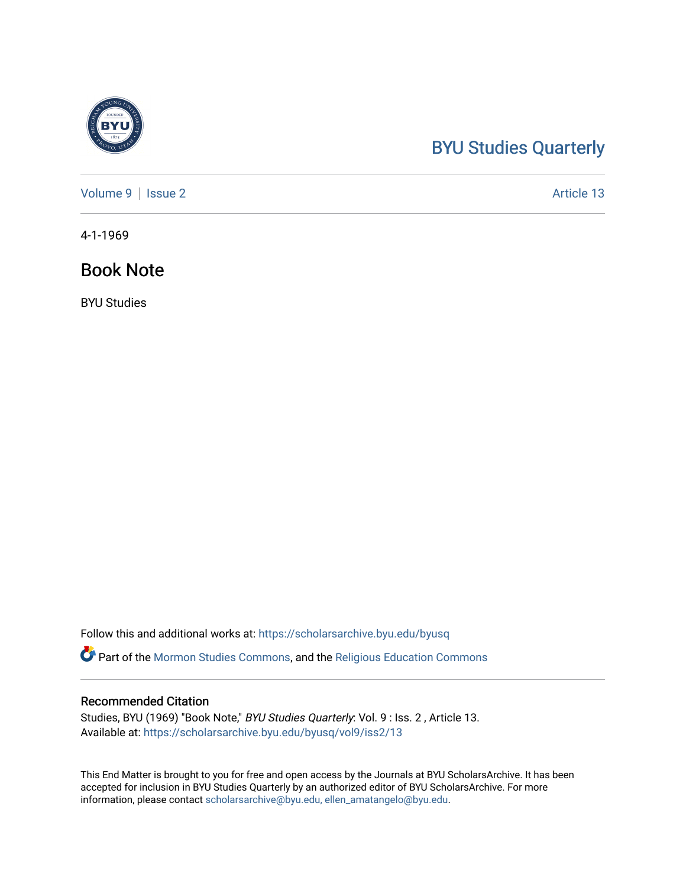BYU Studies Quarterly

Volume 9 | Issue 2 Article 13

4-1-1969

# Book Note

BYU Studies

Follow this and additional works at: https://scholarsarchive.byu.edu/byusq

Part of the Mormon Studies Commons, and the Religious Education Commons

## Recommended Citation

Studies, BYU (1969) "Book Note," *BYU Studies Quarterly*: Vol. 9 : Iss. 2 , Article 13.
Available at: https://scholarsarchive.byu.edu/byusq/vol9/iss2/13

This End Matter is brought to you for free and open access by the Journals at BYU ScholarsArchive. It has been accepted for inclusion in BYU Studies Quarterly by an authorized editor of BYU ScholarsArchive. For more information, please contact scholarsarchive@byu.edu, ellen_amatangelo@byu.edu.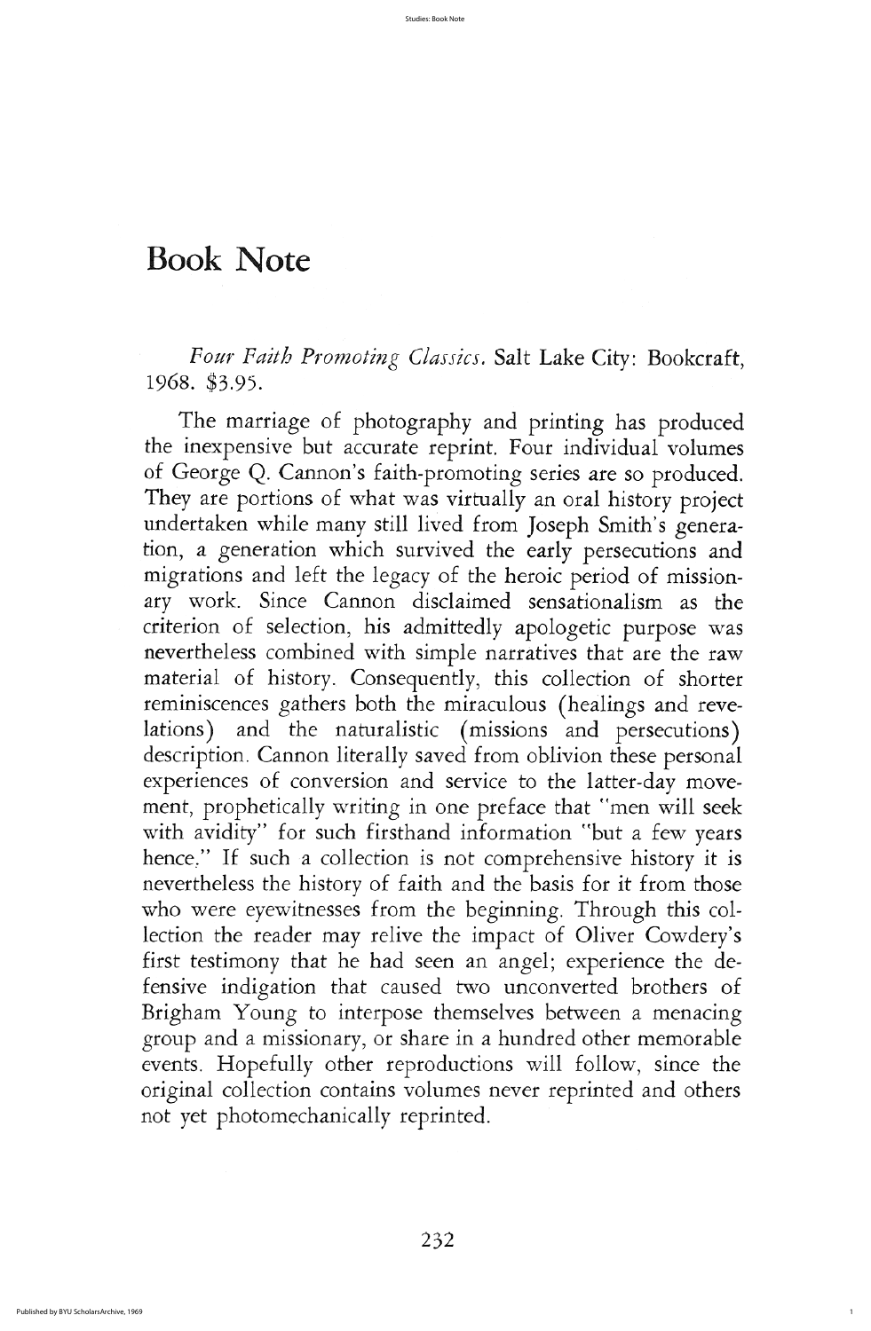# Book Note

*Four Faith Promoting Classics.* Salt Lake City: Bookcraft, 1968. $3.95.

The marriage of photography and printing has produced the inexpensive but accurate reprint. Four individual volumes of George Q. Cannon's faith-promoting series are so produced. They are portions of what was virtually an oral history project undertaken while many still lived from Joseph Smith's generation, a generation which survived the early persecutions and migrations and left the legacy of the heroic period of missionary work. Since Cannon disclaimed sensationalism as the criterion of selection, his admittedly apologetic purpose was nevertheless combined with simple narratives that are the raw material of history. Consequently, this collection of shorter reminiscences gathers both the miraculous (healings and revelations) and the naturalistic (missions and persecutions) description. Cannon literally saved from oblivion these personal experiences of conversion and service to the latter-day movement, prophetically writing in one preface that "men will seek with avidity" for such firsthand information "but a few years hence." If such a collection is not comprehensive history it is nevertheless the history of faith and the basis for it from those who were eyewitnesses from the beginning. Through this collection the reader may relive the impact of Oliver Cowdery's first testimony that he had seen an angel; experience the defensive indigation that caused two unconverted brothers of Brigham Young to interpose themselves between a menacing group and a missionary, or share in a hundred other memorable events. Hopefully other reproductions will follow, since the original collection contains volumes never reprinted and others not yet photomechanically reprinted.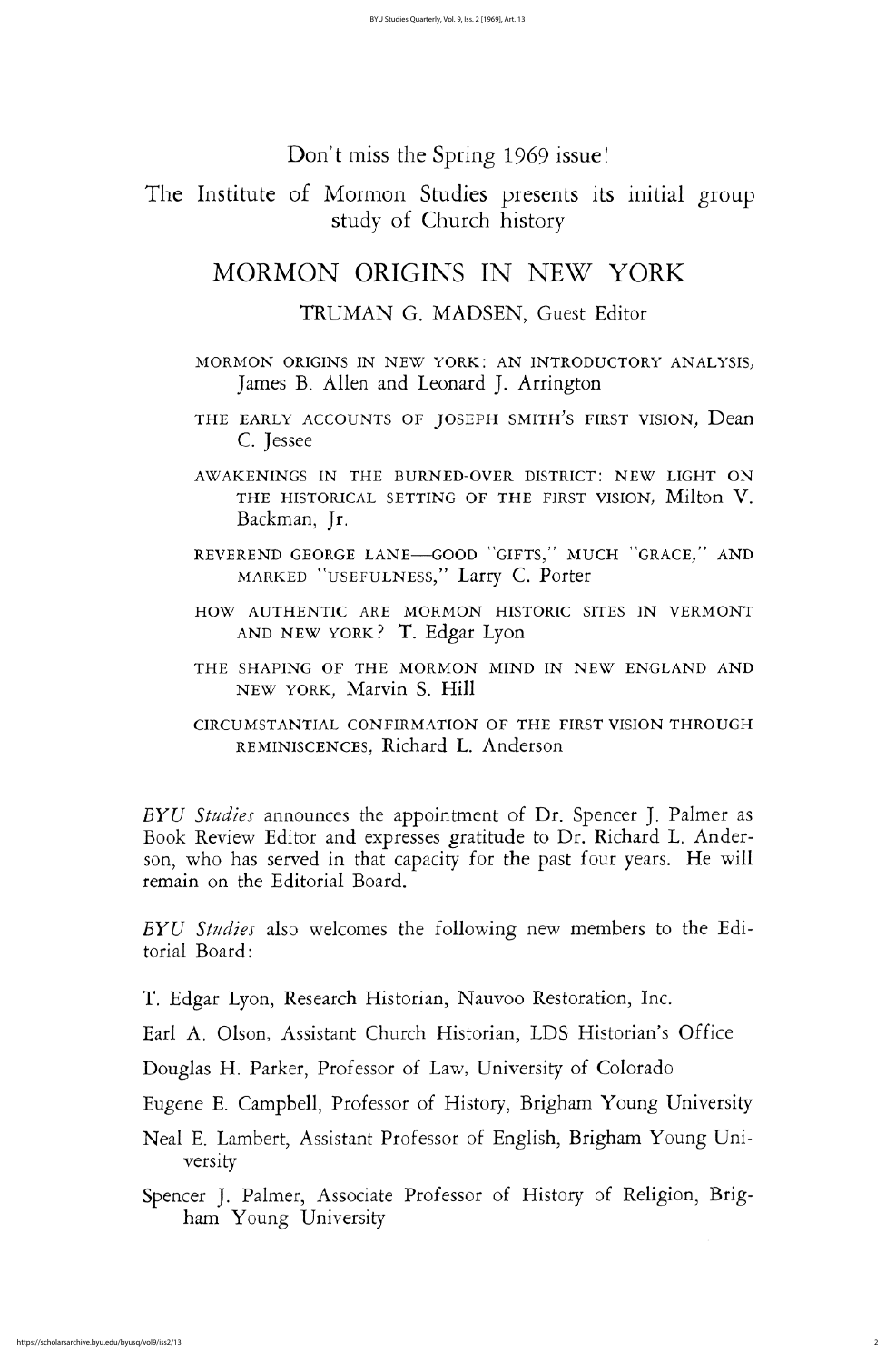Don't miss the Spring 1969 issue!

The Institute of Mormon Studies presents its initial group study of Church history

# MORMON ORIGINS IN NEW YORK

TRUMAN G. MADSEN, Guest Editor

- MORMON ORIGINS IN NEW YORK: AN INTRODUCTORY ANALYSIS, James B. Allen and Leonard J. Arrington
- THE EARLY ACCOUNTS OF JOSEPH SMITH'S FIRST VISION, Dean C. Jessee
- AWAKENINGS IN THE BURNED-OVER DISTRICT: NEW LIGHT ON THE HISTORICAL SETTING OF THE FIRST VISION, Milton V. Backman, Jr.
- REVEREND GEORGE LANE—GOOD "GIFTS," MUCH "GRACE," AND MARKED "USEFULNESS," Larry C. Porter
- HOW AUTHENTIC ARE MORMON HISTORIC SITES IN VERMONT AND NEW YORK? T. Edgar Lyon
- THE SHAPING OF THE MORMON MIND IN NEW ENGLAND AND NEW YORK, Marvin S. Hill
- CIRCUMSTANTIAL CONFIRMATION OF THE FIRST VISION THROUGH REMINISCENCES, Richard L. Anderson

*BYU Studies* announces the appointment of Dr. Spencer J. Palmer as Book Review Editor and expresses gratitude to Dr. Richard L. Anderson, who has served in that capacity for the past four years. He will remain on the Editorial Board.

*BYU Studies* also welcomes the following new members to the Editorial Board:

T. Edgar Lyon, Research Historian, Nauvoo Restoration, Inc.

Earl A. Olson, Assistant Church Historian, LDS Historian's Office

Douglas H. Parker, Professor of Law, University of Colorado

Eugene E. Campbell, Professor of History, Brigham Young University

Neal E. Lambert, Assistant Professor of English, Brigham Young University

Spencer J. Palmer, Associate Professor of History of Religion, Brigham Young University